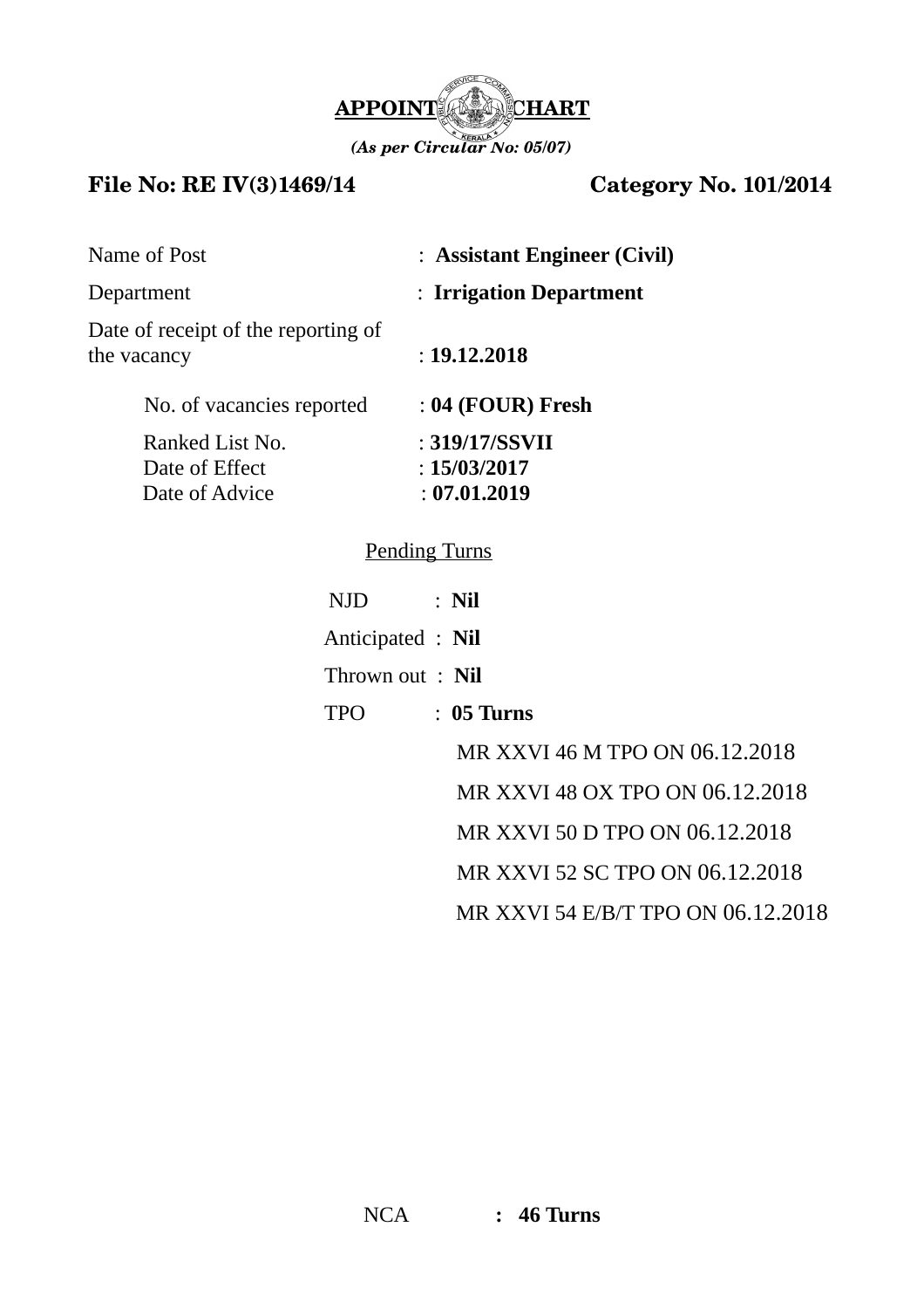# APPOINTMENT CHART

*(As per Circular No: 05/07)*

**File No: RE IV(3)1469/14** **Category No. 101/2014**

Name of Post : **Assistant Engineer (Civil)**

Department : **Irrigation Department**

Date of receipt of the reporting of the vacancy : **19.12.2018**

No. of vacancies reported : **04 (FOUR) Fresh**

Ranked List No. : **319/17/SSVII**

Date of Effect : **15/03/2017**

Date of Advice : **07.01.2019**

<u>Pending Turns</u>

NJD : **Nil**

Anticipated : **Nil**

Thrown out : **Nil**

TPO : **05 Turns**

MR XXVI 46 M TPO ON 06.12.2018

MR XXVI 48 OX TPO ON 06.12.2018

MR XXVI 50 D TPO ON 06.12.2018

MR XXVI 52 SC TPO ON 06.12.2018

MR XXVI 54 E/B/T TPO ON 06.12.2018

NCA **: 46 Turns**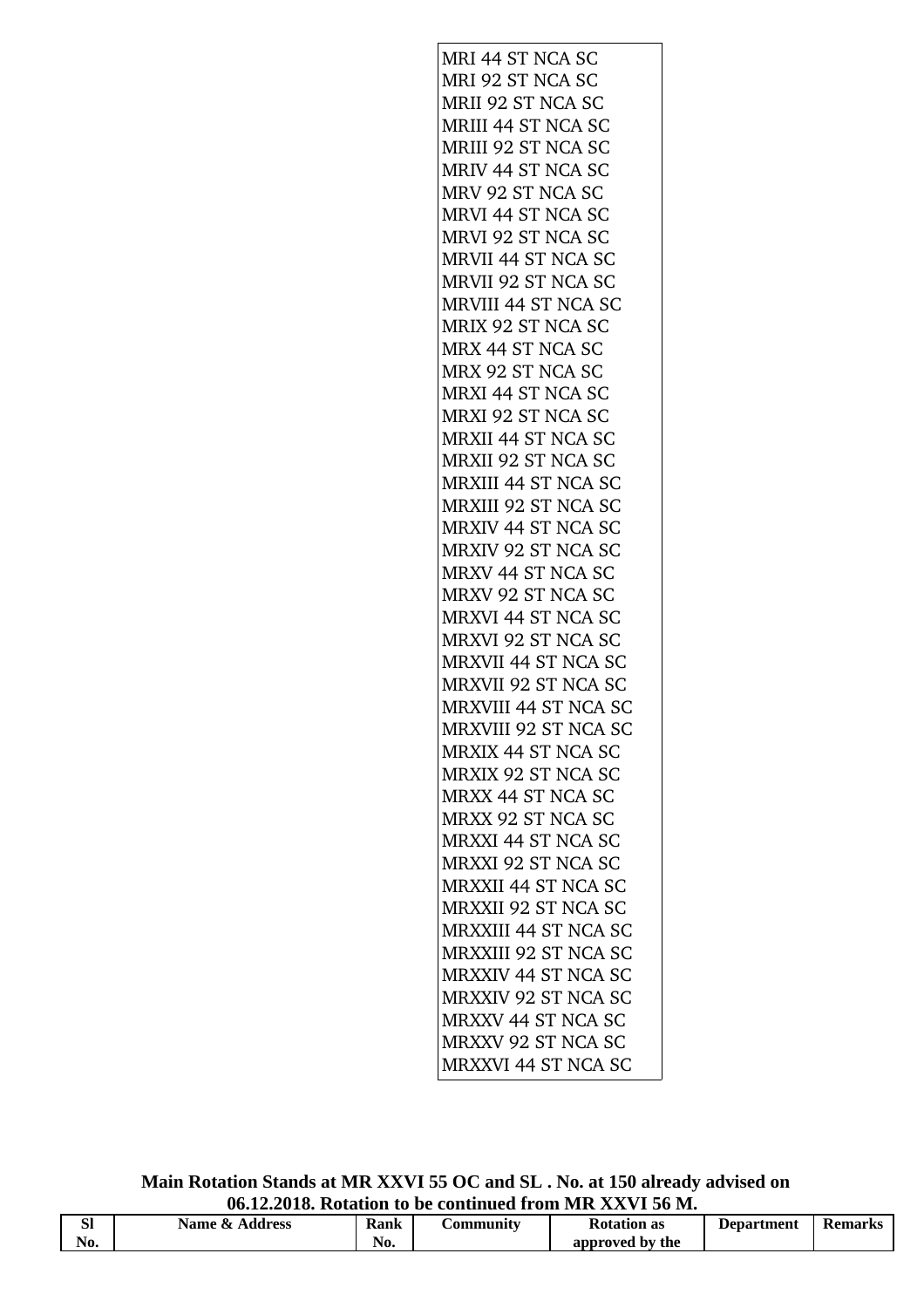| MRI 44 ST NCA SC |
|---|
| MRI 92 ST NCA SC |
| MRII 92 ST NCA SC |
| MRIII 44 ST NCA SC |
| MRIII 92 ST NCA SC |
| MRIV 44 ST NCA SC |
| MRV 92 ST NCA SC |
| MRVI 44 ST NCA SC |
| MRVI 92 ST NCA SC |
| MRVII 44 ST NCA SC |
| MRVII 92 ST NCA SC |
| MRVIII 44 ST NCA SC |
| MRIX 92 ST NCA SC |
| MRX 44 ST NCA SC |
| MRX 92 ST NCA SC |
| MRXI 44 ST NCA SC |
| MRXI 92 ST NCA SC |
| MRXII 44 ST NCA SC |
| MRXII 92 ST NCA SC |
| MRXIII 44 ST NCA SC |
| MRXIII 92 ST NCA SC |
| MRXIV 44 ST NCA SC |
| MRXIV 92 ST NCA SC |
| MRXV 44 ST NCA SC |
| MRXV 92 ST NCA SC |
| MRXVI 44 ST NCA SC |
| MRXVI 92 ST NCA SC |
| MRXVII 44 ST NCA SC |
| MRXVII 92 ST NCA SC |
| MRXVIII 44 ST NCA SC |
| MRXVIII 92 ST NCA SC |
| MRXIX 44 ST NCA SC |
| MRXIX 92 ST NCA SC |
| MRXX 44 ST NCA SC |
| MRXX 92 ST NCA SC |
| MRXXI 44 ST NCA SC |
| MRXXI 92 ST NCA SC |
| MRXXII 44 ST NCA SC |
| MRXXII 92 ST NCA SC |
| MRXXIII 44 ST NCA SC |
| MRXXIII 92 ST NCA SC |
| MRXXIV 44 ST NCA SC |
| MRXXIV 92 ST NCA SC |
| MRXXV 44 ST NCA SC |
| MRXXV 92 ST NCA SC |
| MRXXVI 44 ST NCA SC |

**Main Rotation Stands at MR XXVI 55 OC and SL . No. at 150 already advised on 06.12.2018. Rotation to be continued from MR XXVI 56 M.**

| Sl No. | Name & Address | Rank No. | Community | Rotation as approved by the | Department | Remarks |
|---|---|---|---|---|---|---|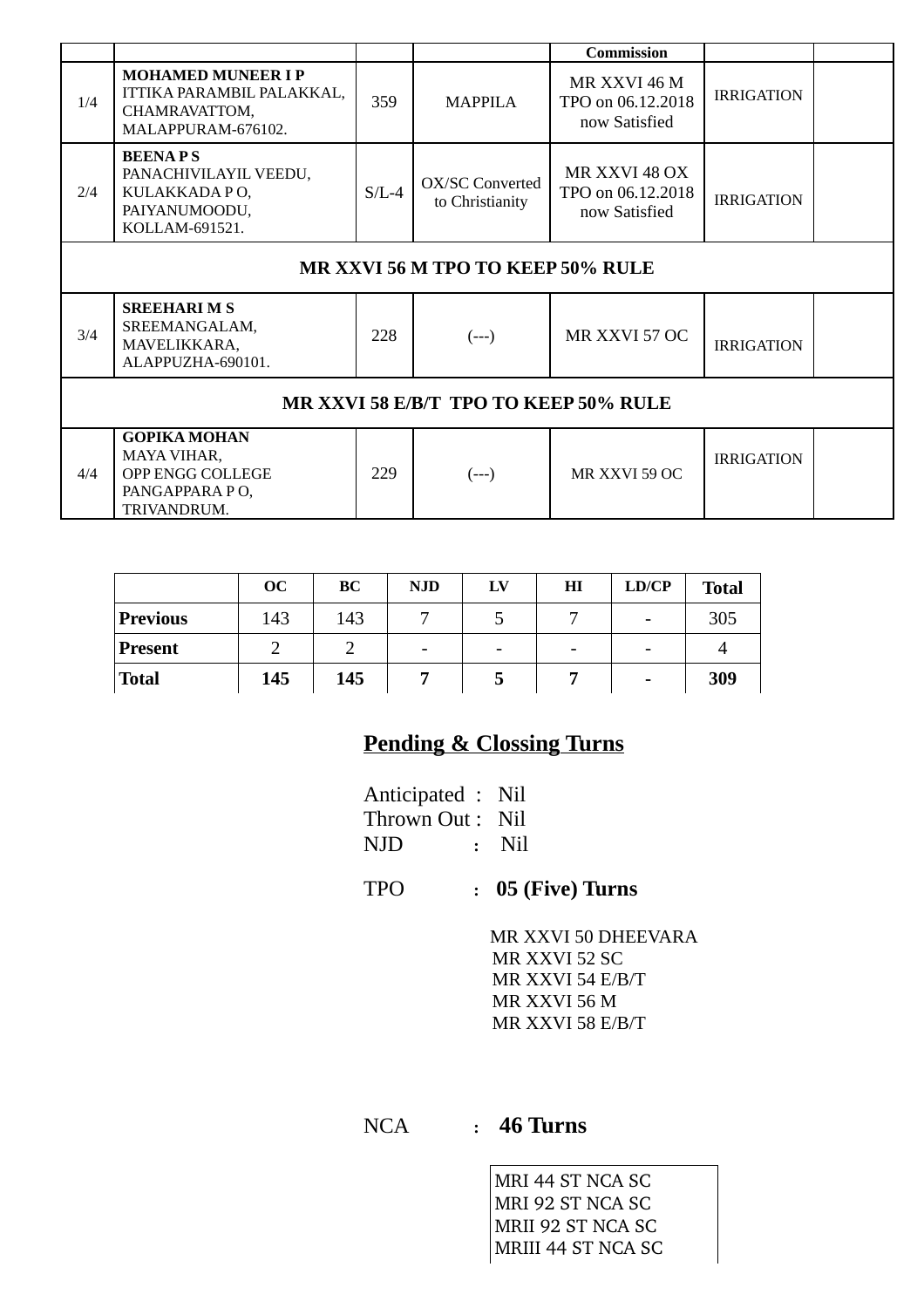| | | | | Commission | | |
|---|---|---|---|---|---|---|
| 1/4 | **MOHAMED MUNEER I P** ITTIKA PARAMBIL PALAKKAL, CHAMRAVATTOM, MALAPPURAM-676102. | 359 | MAPPILA | MR XXVI 46 M TPO on 06.12.2018 now Satisfied | IRRIGATION | |
| 2/4 | **BEENA P S** PANACHIVILAYIL VEEDU, KULAKKADA P O, PAIYANUMOODU, KOLLAM-691521. | S/L-4 | OX/SC Converted to Christianity | MR XXVI 48 OX TPO on 06.12.2018 now Satisfied | IRRIGATION | |
| **MR XXVI 56 M TPO TO KEEP 50% RULE** | | | | | | |
| 3/4 | **SREEHARI M S** SREEMANGALAM, MAVELIKKARA, ALAPPUZHA-690101. | 228 | (---) | MR XXVI 57 OC | IRRIGATION | |
| **MR XXVI 58 E/B/T TPO TO KEEP 50% RULE** | | | | | | |
| 4/4 | **GOPIKA MOHAN** MAYA VIHAR, OPP ENGG COLLEGE PANGAPPARA P O, TRIVANDRUM. | 229 | (---) | MR XXVI 59 OC | IRRIGATION | |

| | OC | BC | NJD | LV | HI | LD/CP | Total |
|---|---|---|---|---|---|---|---|
| **Previous** | 143 | 143 | 7 | 5 | 7 | - | 305 |
| **Present** | 2 | 2 | - | - | - | - | 4 |
| **Total** | **145** | **145** | **7** | **5** | **7** | **-** | **309** |

## Pending & Clossing Turns

Anticipated : Nil
Thrown Out : Nil
NJD : Nil

TPO : **05 (Five) Turns**

MR XXVI 50 DHEEVARA
MR XXVI 52 SC
MR XXVI 54 E/B/T
MR XXVI 56 M
MR XXVI 58 E/B/T

NCA : **46 Turns**

MRI 44 ST NCA SC
MRI 92 ST NCA SC
MRII 92 ST NCA SC
MRIII 44 ST NCA SC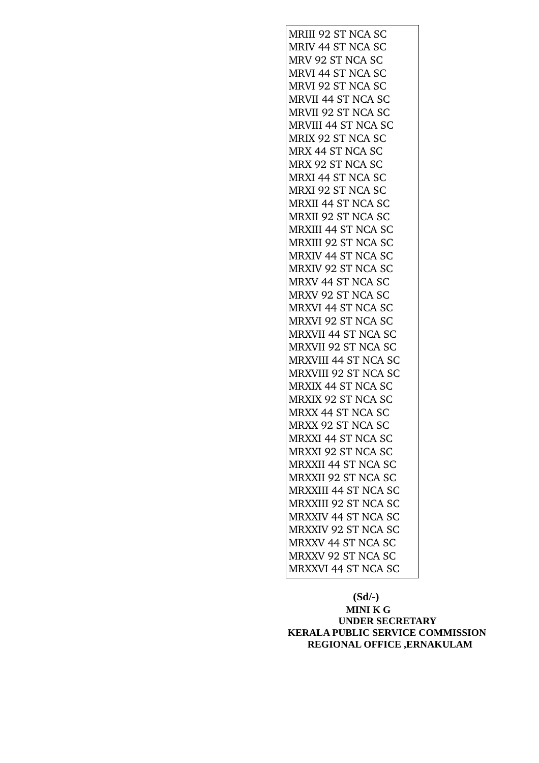| |
|---|
| MRIII 92 ST NCA SC |
| MRIV 44 ST NCA SC |
| MRV 92 ST NCA SC |
| MRVI 44 ST NCA SC |
| MRVI 92 ST NCA SC |
| MRVII 44 ST NCA SC |
| MRVII 92 ST NCA SC |
| MRVIII 44 ST NCA SC |
| MRIX 92 ST NCA SC |
| MRX 44 ST NCA SC |
| MRX 92 ST NCA SC |
| MRXI 44 ST NCA SC |
| MRXI 92 ST NCA SC |
| MRXII 44 ST NCA SC |
| MRXII 92 ST NCA SC |
| MRXIII 44 ST NCA SC |
| MRXIII 92 ST NCA SC |
| MRXIV 44 ST NCA SC |
| MRXIV 92 ST NCA SC |
| MRXV 44 ST NCA SC |
| MRXV 92 ST NCA SC |
| MRXVI 44 ST NCA SC |
| MRXVI 92 ST NCA SC |
| MRXVII 44 ST NCA SC |
| MRXVII 92 ST NCA SC |
| MRXVIII 44 ST NCA SC |
| MRXVIII 92 ST NCA SC |
| MRXIX 44 ST NCA SC |
| MRXIX 92 ST NCA SC |
| MRXX 44 ST NCA SC |
| MRXX 92 ST NCA SC |
| MRXXI 44 ST NCA SC |
| MRXXI 92 ST NCA SC |
| MRXXII 44 ST NCA SC |
| MRXXII 92 ST NCA SC |
| MRXXIII 44 ST NCA SC |
| MRXXIII 92 ST NCA SC |
| MRXXIV 44 ST NCA SC |
| MRXXIV 92 ST NCA SC |
| MRXXV 44 ST NCA SC |
| MRXXV 92 ST NCA SC |
| MRXXVI 44 ST NCA SC |

**(Sd/-)**
**MINI K G**
**UNDER SECRETARY**
**KERALA PUBLIC SERVICE COMMISSION**
**REGIONAL OFFICE ,ERNAKULAM**